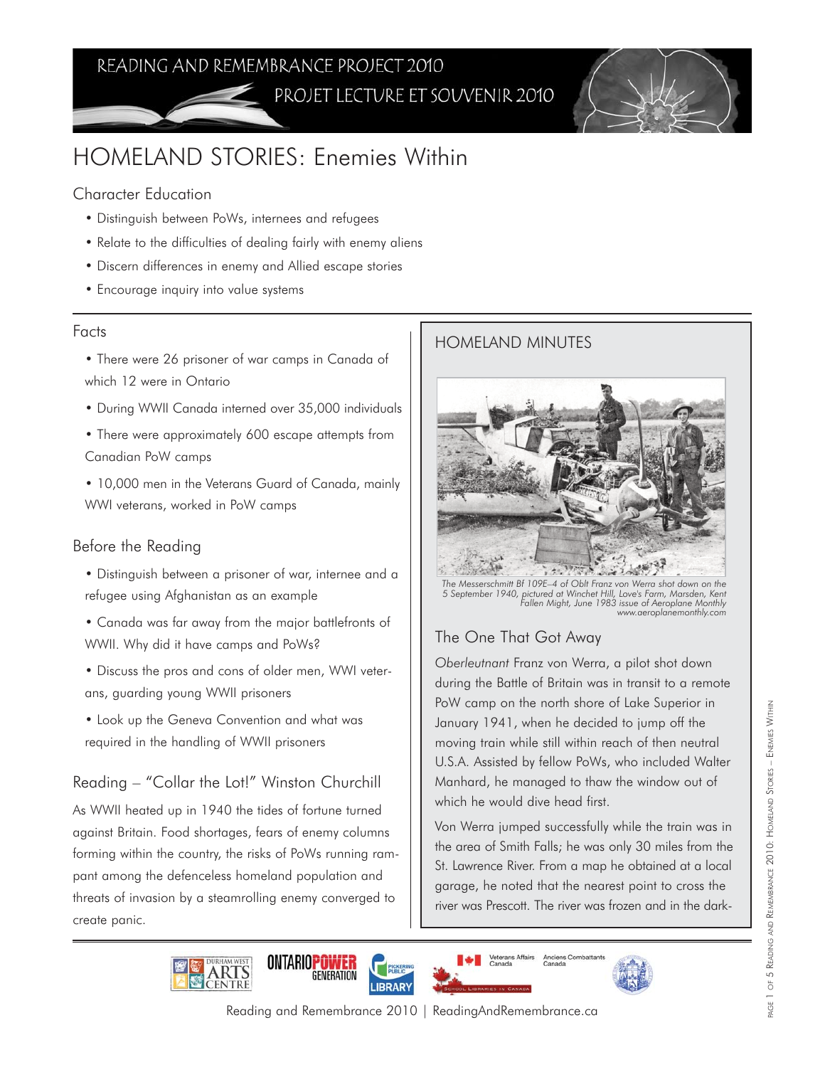READING AND REMEMBRANCE PROJECT 2010

PROJET LECTURE ET SOUVENIR 2010

# HOMELAND STORIES: Enemies Within

## Character Education

- Distinguish between PoWs, internees and refugees
- Relate to the difficulties of dealing fairly with enemy aliens
- Discern differences in enemy and Allied escape stories
- Encourage inquiry into value systems

## Facts

- There were 26 prisoner of war camps in Canada of which 12 were in Ontario
- During WWII Canada interned over 35,000 individuals
- There were approximately 600 escape attempts from Canadian PoW camps
- 10,000 men in the Veterans Guard of Canada, mainly WWI veterans, worked in PoW camps

## Before the Reading

- Distinguish between a prisoner of war, internee and a refugee using Afghanistan as an example
- Canada was far away from the major battlefronts of WWII. Why did it have camps and PoWs?
- Discuss the pros and cons of older men, WWI veterans, guarding young WWII prisoners
- Look up the Geneva Convention and what was required in the handling of WWII prisoners

## Reading – "Collar the Lot!" Winston Churchill

As WWII heated up in 1940 the tides of fortune turned against Britain. Food shortages, fears of enemy columns forming within the country, the risks of PoWs running rampant among the defenceless homeland population and threats of invasion by a steamrolling enemy converged to create panic.

## HOMELAND MINUTES

*The Messerschmitt Bf 109E–4 of Oblt Franz von Werra shot down on the 5 September 1940, pictured at Winchet Hill, Love's Farm, Marsden, Kent Fallen Might, June 1983 issue of Aeroplane Monthly www.aeroplanemonthly.com*

### The One That Got Away

*Oberleutnant* Franz von Werra, a pilot shot down during the Battle of Britain was in transit to a remote PoW camp on the north shore of Lake Superior in January 1941, when he decided to jump off the moving train while still within reach of then neutral U.S.A. Assisted by fellow PoWs, who included Walter Manhard, he managed to thaw the window out of which he would dive head first.

Von Werra jumped successfully while the train was in the area of Smith Falls; he was only 30 miles from the St. Lawrence River. From a map he obtained at a local garage, he noted that the nearest point to cross the river was Prescott. The river was frozen and in the dark-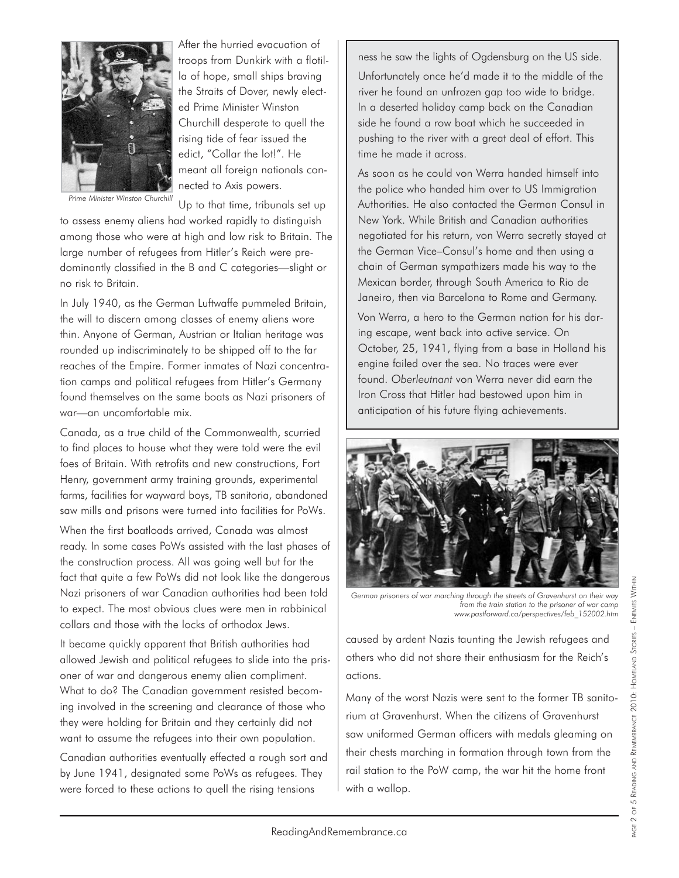Prime Minister Winston Churchill

After the hurried evacuation of troops from Dunkirk with a flotilla of hope, small ships braving the Straits of Dover, newly elected Prime Minister Winston Churchill desperate to quell the rising tide of fear issued the edict, "Collar the lot!". He meant all foreign nationals connected to Axis powers.

Up to that time, tribunals set up to assess enemy aliens had worked rapidly to distinguish among those who were at high and low risk to Britain. The large number of refugees from Hitler's Reich were predominantly classified in the B and C categories—slight or no risk to Britain.

In July 1940, as the German Luftwaffe pummeled Britain, the will to discern among classes of enemy aliens wore thin. Anyone of German, Austrian or Italian heritage was rounded up indiscriminately to be shipped off to the far reaches of the Empire. Former inmates of Nazi concentration camps and political refugees from Hitler's Germany found themselves on the same boats as Nazi prisoners of war—an uncomfortable mix.

Canada, as a true child of the Commonwealth, scurried to find places to house what they were told were the evil foes of Britain. With retrofits and new constructions, Fort Henry, government army training grounds, experimental farms, facilities for wayward boys, TB sanitoria, abandoned saw mills and prisons were turned into facilities for PoWs.

When the first boatloads arrived, Canada was almost ready. In some cases PoWs assisted with the last phases of the construction process. All was going well but for the fact that quite a few PoWs did not look like the dangerous Nazi prisoners of war Canadian authorities had been told to expect. The most obvious clues were men in rabbinical collars and those with the locks of orthodox Jews.

It became quickly apparent that British authorities had allowed Jewish and political refugees to slide into the prisoner of war and dangerous enemy alien compliment. What to do? The Canadian government resisted becoming involved in the screening and clearance of those who they were holding for Britain and they certainly did not want to assume the refugees into their own population.

Canadian authorities eventually effected a rough sort and by June 1941, designated some PoWs as refugees. They were forced to these actions to quell the rising tensions caused by ardent Nazis taunting the Jewish refugees and others who did not share their enthusiasm for the Reich's actions.

Many of the worst Nazis were sent to the former TB sanitorium at Gravenhurst. When the citizens of Gravenhurst saw uniformed German officers with medals gleaming on their chests marching in formation through town from the rail station to the PoW camp, the war hit the home front with a wallop.

> ness he saw the lights of Ogdensburg on the US side.
>
> Unfortunately once he'd made it to the middle of the river he found an unfrozen gap too wide to bridge. In a deserted holiday camp back on the Canadian side he found a row boat which he succeeded in pushing to the river with a great deal of effort. This time he made it across.
>
> As soon as he could von Werra handed himself into the police who handed him over to US Immigration Authorities. He also contacted the German Consul in New York. While British and Canadian authorities negotiated for his return, von Werra secretly stayed at the German Vice–Consul's home and then using a chain of German sympathizers made his way to the Mexican border, through South America to Rio de Janeiro, then via Barcelona to Rome and Germany.
>
> Von Werra, a hero to the German nation for his daring escape, went back into active service. On October, 25, 1941, flying from a base in Holland his engine failed over the sea. No traces were ever found. *Oberleutnant* von Werra never did earn the Iron Cross that Hitler had bestowed upon him in anticipation of his future flying achievements.

*German prisoners of war marching through the streets of Gravenhurst on their way from the train station to the prisoner of war camp*
*www.pastforward.ca/perspectives/feb_152002.htm*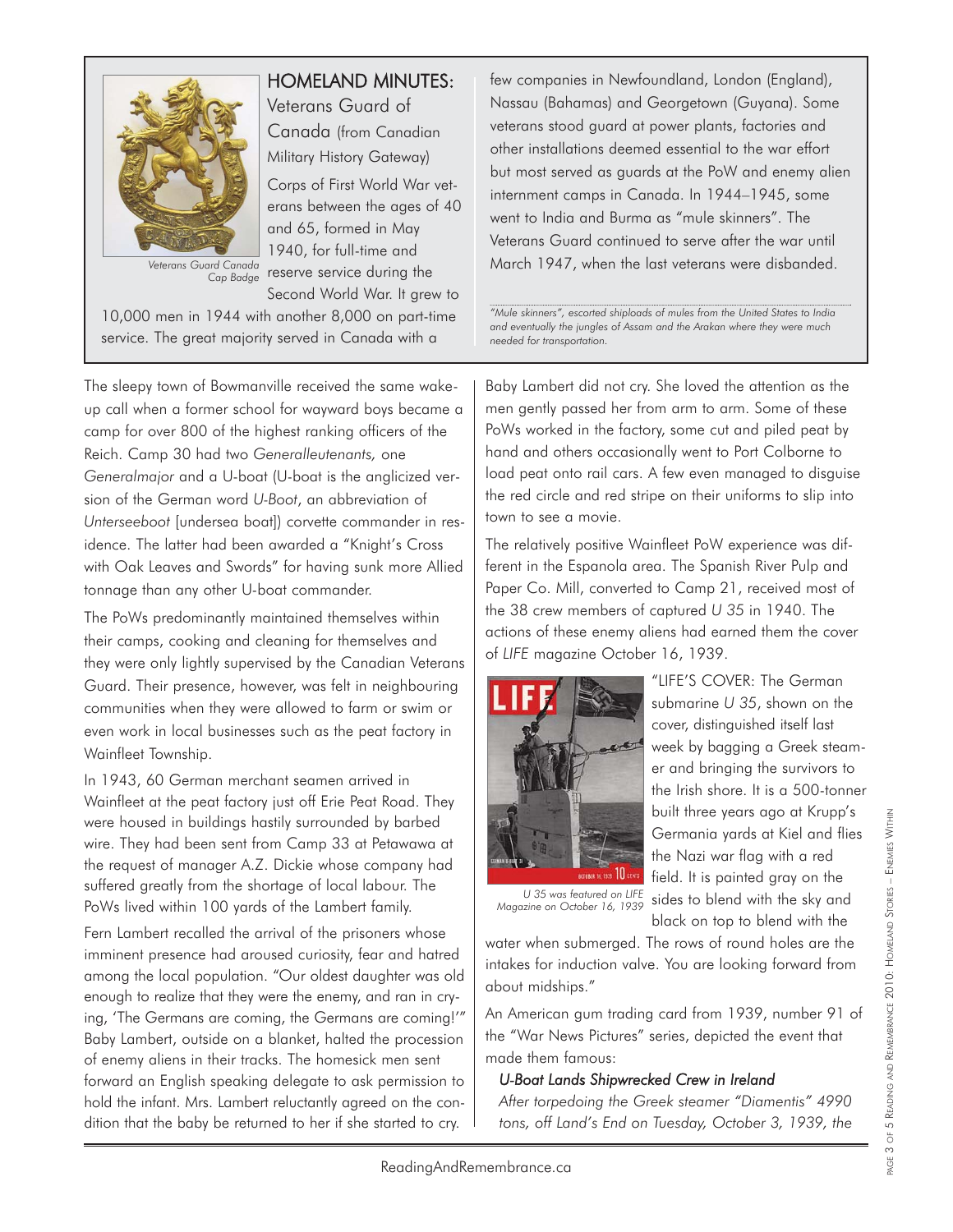## HOMELAND MINUTES: Veterans Guard of Canada (from Canadian Military History Gateway)

*Veterans Guard Canada Cap Badge*

Corps of First World War veterans between the ages of 40 and 65, formed in May 1940, for full-time and reserve service during the Second World War. It grew to 10,000 men in 1944 with another 8,000 on part-time service. The great majority served in Canada with a few companies in Newfoundland, London (England), Nassau (Bahamas) and Georgetown (Guyana). Some veterans stood guard at power plants, factories and other installations deemed essential to the war effort but most served as guards at the PoW and enemy alien internment camps in Canada. In 1944–1945, some went to India and Burma as "mule skinners". The Veterans Guard continued to serve after the war until March 1947, when the last veterans were disbanded.

*"Mule skinners", escorted shiploads of mules from the United States to India and eventually the jungles of Assam and the Arakan where they were much needed for transportation.*

The sleepy town of Bowmanville received the same wake-up call when a former school for wayward boys became a camp for over 800 of the highest ranking officers of the Reich. Camp 30 had two *Generalleutenants,* one *Generalmajor* and a U-boat (U-boat is the anglicized version of the German word *U-Boot*, an abbreviation of *Unterseeboot* [undersea boat]) corvette commander in residence. The latter had been awarded a "Knight's Cross with Oak Leaves and Swords" for having sunk more Allied tonnage than any other U-boat commander.

The PoWs predominantly maintained themselves within their camps, cooking and cleaning for themselves and they were only lightly supervised by the Canadian Veterans Guard. Their presence, however, was felt in neighbouring communities when they were allowed to farm or swim or even work in local businesses such as the peat factory in Wainfleet Township.

In 1943, 60 German merchant seamen arrived in Wainfleet at the peat factory just off Erie Peat Road. They were housed in buildings hastily surrounded by barbed wire. They had been sent from Camp 33 at Petawawa at the request of manager A.Z. Dickie whose company had suffered greatly from the shortage of local labour. The PoWs lived within 100 yards of the Lambert family.

Fern Lambert recalled the arrival of the prisoners whose imminent presence had aroused curiosity, fear and hatred among the local population. "Our oldest daughter was old enough to realize that they were the enemy, and ran in crying, 'The Germans are coming, the Germans are coming!'" Baby Lambert, outside on a blanket, halted the procession of enemy aliens in their tracks. The homesick men sent forward an English speaking delegate to ask permission to hold the infant. Mrs. Lambert reluctantly agreed on the condition that the baby be returned to her if she started to cry. Baby Lambert did not cry. She loved the attention as the men gently passed her from arm to arm. Some of these PoWs worked in the factory, some cut and piled peat by hand and others occasionally went to Port Colborne to load peat onto rail cars. A few even managed to disguise the red circle and red stripe on their uniforms to slip into town to see a movie.

The relatively positive Wainfleet PoW experience was different in the Espanola area. The Spanish River Pulp and Paper Co. Mill, converted to Camp 21, received most of the 38 crew members of captured *U 35* in 1940. The actions of these enemy aliens had earned them the cover of *LIFE* magazine October 16, 1939.

*U 35 was featured on LIFE Magazine on October 16, 1939*

"LIFE'S COVER: The German submarine *U 35*, shown on the cover, distinguished itself last week by bagging a Greek steamer and bringing the survivors to the Irish shore. It is a 500-tonner built three years ago at Krupp's Germania yards at Kiel and flies the Nazi war flag with a red field. It is painted gray on the sides to blend with the sky and black on top to blend with the water when submerged. The rows of round holes are the intakes for induction valve. You are looking forward from about midships."

An American gum trading card from 1939, number 91 of the "War News Pictures" series, depicted the event that made them famous:

> *U-Boat Lands Shipwrecked Crew in Ireland*
>
> *After torpedoing the Greek steamer "Diamentis" 4990 tons, off Land's End on Tuesday, October 3, 1939, the*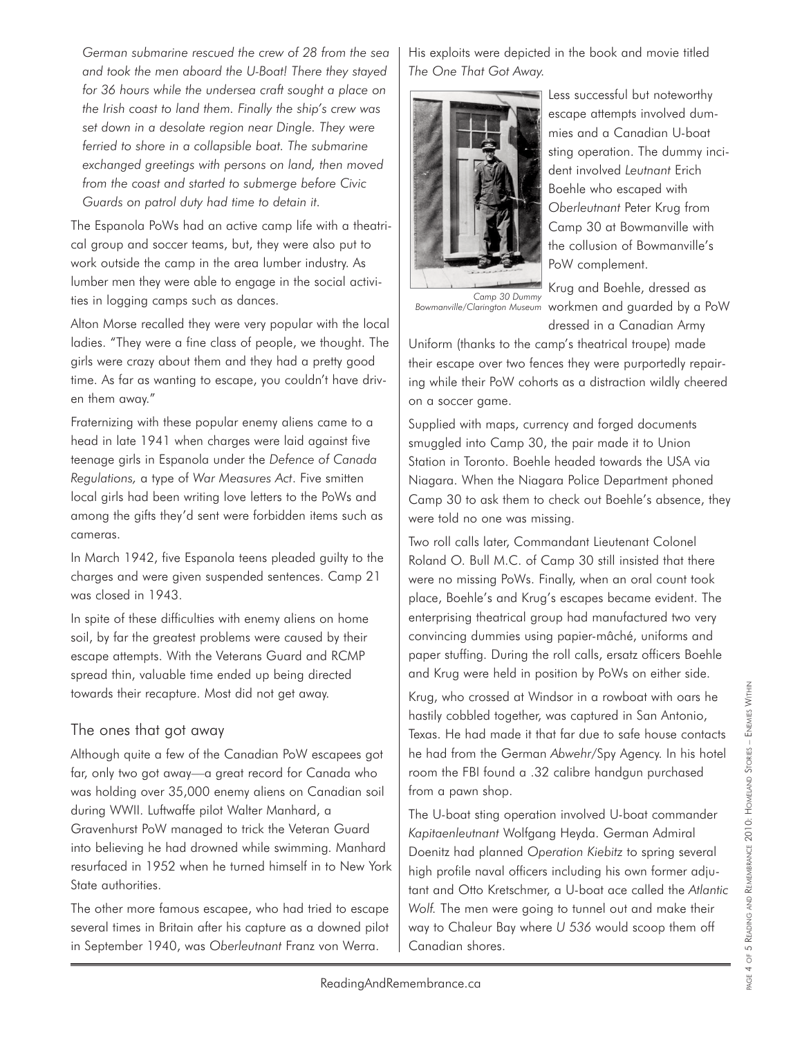*German submarine rescued the crew of 28 from the sea and took the men aboard the U-Boat! There they stayed for 36 hours while the undersea craft sought a place on the Irish coast to land them. Finally the ship's crew was set down in a desolate region near Dingle. They were ferried to shore in a collapsible boat. The submarine exchanged greetings with persons on land, then moved from the coast and started to submerge before Civic Guards on patrol duty had time to detain it.*

The Espanola PoWs had an active camp life with a theatrical group and soccer teams, but, they were also put to work outside the camp in the area lumber industry. As lumber men they were able to engage in the social activities in logging camps such as dances.

Alton Morse recalled they were very popular with the local ladies. "They were a fine class of people, we thought. The girls were crazy about them and they had a pretty good time. As far as wanting to escape, you couldn't have driven them away."

Fraternizing with these popular enemy aliens came to a head in late 1941 when charges were laid against five teenage girls in Espanola under the *Defence of Canada Regulations,* a type of *War Measures Act*. Five smitten local girls had been writing love letters to the PoWs and among the gifts they'd sent were forbidden items such as cameras.

In March 1942, five Espanola teens pleaded guilty to the charges and were given suspended sentences. Camp 21 was closed in 1943.

In spite of these difficulties with enemy aliens on home soil, by far the greatest problems were caused by their escape attempts. With the Veterans Guard and RCMP spread thin, valuable time ended up being directed towards their recapture. Most did not get away.

## The ones that got away

Although quite a few of the Canadian PoW escapees got far, only two got away—a great record for Canada who was holding over 35,000 enemy aliens on Canadian soil during WWII. Luftwaffe pilot Walter Manhard, a Gravenhurst PoW managed to trick the Veteran Guard into believing he had drowned while swimming. Manhard resurfaced in 1952 when he turned himself in to New York State authorities.

The other more famous escapee, who had tried to escape several times in Britain after his capture as a downed pilot in September 1940, was *Oberleutnant* Franz von Werra. His exploits were depicted in the book and movie titled *The One That Got Away*.

Camp 30 Dummy
Bowmanville/Clarington Museum

Less successful but noteworthy escape attempts involved dummies and a Canadian U-boat sting operation. The dummy incident involved *Leutnant* Erich Boehle who escaped with *Oberleutnant* Peter Krug from Camp 30 at Bowmanville with the collusion of Bowmanville's PoW complement.

Krug and Boehle, dressed as workmen and guarded by a PoW dressed in a Canadian Army Uniform (thanks to the camp's theatrical troupe) made their escape over two fences they were purportedly repairing while their PoW cohorts as a distraction wildly cheered on a soccer game.

Supplied with maps, currency and forged documents smuggled into Camp 30, the pair made it to Union Station in Toronto. Boehle headed towards the USA via Niagara. When the Niagara Police Department phoned Camp 30 to ask them to check out Boehle's absence, they were told no one was missing.

Two roll calls later, Commandant Lieutenant Colonel Roland O. Bull M.C. of Camp 30 still insisted that there were no missing PoWs. Finally, when an oral count took place, Boehle's and Krug's escapes became evident. The enterprising theatrical group had manufactured two very convincing dummies using papier-mâché, uniforms and paper stuffing. During the roll calls, ersatz officers Boehle and Krug were held in position by PoWs on either side.

Krug, who crossed at Windsor in a rowboat with oars he hastily cobbled together, was captured in San Antonio, Texas. He had made it that far due to safe house contacts he had from the German *Abwehr*/Spy Agency. In his hotel room the FBI found a .32 calibre handgun purchased from a pawn shop.

The U-boat sting operation involved U-boat commander *Kapitaenleutnant* Wolfgang Heyda. German Admiral Doenitz had planned *Operation Kiebitz* to spring several high profile naval officers including his own former adjutant and Otto Kretschmer, a U-boat ace called the *Atlantic Wolf.* The men were going to tunnel out and make their way to Chaleur Bay where *U 536* would scoop them off Canadian shores.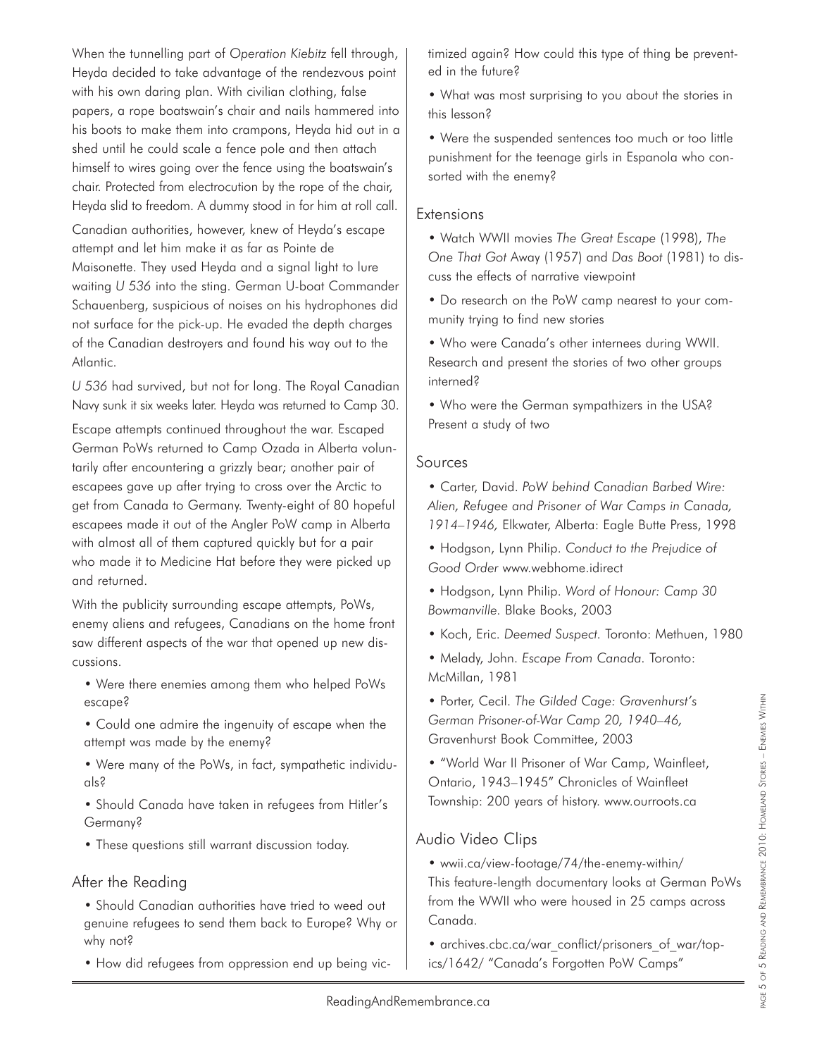When the tunnelling part of *Operation Kiebitz* fell through, Heyda decided to take advantage of the rendezvous point with his own daring plan. With civilian clothing, false papers, a rope boatswain's chair and nails hammered into his boots to make them into crampons, Heyda hid out in a shed until he could scale a fence pole and then attach himself to wires going over the fence using the boatswain's chair. Protected from electrocution by the rope of the chair, Heyda slid to freedom. A dummy stood in for him at roll call.

Canadian authorities, however, knew of Heyda's escape attempt and let him make it as far as Pointe de Maisonette. They used Heyda and a signal light to lure waiting *U 536* into the sting. German U-boat Commander Schauenberg, suspicious of noises on his hydrophones did not surface for the pick-up. He evaded the depth charges of the Canadian destroyers and found his way out to the Atlantic.

*U 536* had survived, but not for long. The Royal Canadian Navy sunk it six weeks later. Heyda was returned to Camp 30.

Escape attempts continued throughout the war. Escaped German PoWs returned to Camp Ozada in Alberta voluntarily after encountering a grizzly bear; another pair of escapees gave up after trying to cross over the Arctic to get from Canada to Germany. Twenty-eight of 80 hopeful escapees made it out of the Angler PoW camp in Alberta with almost all of them captured quickly but for a pair who made it to Medicine Hat before they were picked up and returned.

With the publicity surrounding escape attempts, PoWs, enemy aliens and refugees, Canadians on the home front saw different aspects of the war that opened up new discussions.

- Were there enemies among them who helped PoWs escape?
- Could one admire the ingenuity of escape when the attempt was made by the enemy?
- Were many of the PoWs, in fact, sympathetic individuals?
- Should Canada have taken in refugees from Hitler's Germany?
- These questions still warrant discussion today.

## After the Reading

- Should Canadian authorities have tried to weed out genuine refugees to send them back to Europe? Why or why not?
- How did refugees from oppression end up being victimized again? How could this type of thing be prevented in the future?
- What was most surprising to you about the stories in this lesson?
- Were the suspended sentences too much or too little punishment for the teenage girls in Espanola who consorted with the enemy?

## Extensions

- Watch WWII movies *The Great Escape* (1998), *The One That Got* Away (1957) and *Das Boot* (1981) to discuss the effects of narrative viewpoint
- Do research on the PoW camp nearest to your community trying to find new stories
- Who were Canada's other internees during WWII. Research and present the stories of two other groups interned?
- Who were the German sympathizers in the USA? Present a study of two

## Sources

- Carter, David. *PoW behind Canadian Barbed Wire: Alien, Refugee and Prisoner of War Camps in Canada, 1914–1946,* Elkwater, Alberta: Eagle Butte Press, 1998
- Hodgson, Lynn Philip. *Conduct to the Prejudice of Good Order* www.webhome.idirect
- Hodgson, Lynn Philip. *Word of Honour: Camp 30 Bowmanville.* Blake Books, 2003
- Koch, Eric. *Deemed Suspect.* Toronto: Methuen, 1980
- Melady, John. *Escape From Canada.* Toronto: McMillan, 1981
- Porter, Cecil. *The Gilded Cage: Gravenhurst's German Prisoner-of-War Camp 20, 1940–46,* Gravenhurst Book Committee, 2003
- "World War II Prisoner of War Camp, Wainfleet, Ontario, 1943–1945" Chronicles of Wainfleet Township: 200 years of history. www.ourroots.ca

## Audio Video Clips

- wwii.ca/view-footage/74/the-enemy-within/ This feature-length documentary looks at German PoWs from the WWII who were housed in 25 camps across Canada.
- archives.cbc.ca/war_conflict/prisoners_of_war/topics/1642/ "Canada's Forgotten PoW Camps"